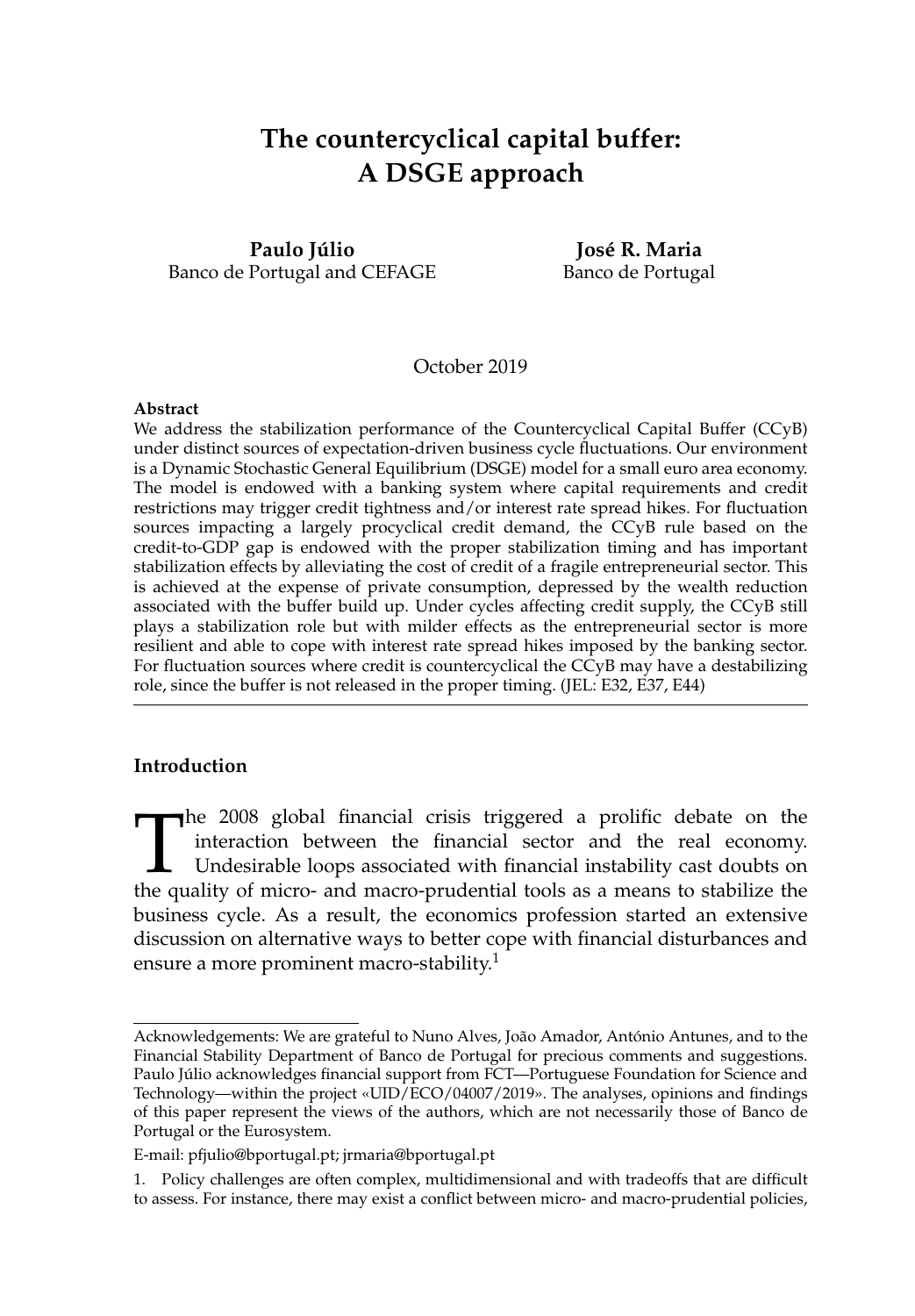# The countercyclical capital buffer: A DSGE approach

**Paulo Júlio**
Banco de Portugal and CEFAGE

**José R. Maria**
Banco de Portugal

October 2019

**Abstract**

We address the stabilization performance of the Countercyclical Capital Buffer (CCyB) under distinct sources of expectation-driven business cycle fluctuations. Our environment is a Dynamic Stochastic General Equilibrium (DSGE) model for a small euro area economy. The model is endowed with a banking system where capital requirements and credit restrictions may trigger credit tightness and/or interest rate spread hikes. For fluctuation sources impacting a largely procyclical credit demand, the CCyB rule based on the credit-to-GDP gap is endowed with the proper stabilization timing and has important stabilization effects by alleviating the cost of credit of a fragile entrepreneurial sector. This is achieved at the expense of private consumption, depressed by the wealth reduction associated with the buffer build up. Under cycles affecting credit supply, the CCyB still plays a stabilization role but with milder effects as the entrepreneurial sector is more resilient and able to cope with interest rate spread hikes imposed by the banking sector. For fluctuation sources where credit is countercyclical the CCyB may have a destabilizing role, since the buffer is not released in the proper timing. (JEL: E32, E37, E44)

## Introduction

The 2008 global financial crisis triggered a prolific debate on the interaction between the financial sector and the real economy. Undesirable loops associated with financial instability cast doubts on the quality of micro- and macro-prudential tools as a means to stabilize the business cycle. As a result, the economics profession started an extensive discussion on alternative ways to better cope with financial disturbances and ensure a more prominent macro-stability.[1]

Acknowledgements: We are grateful to Nuno Alves, João Amador, António Antunes, and to the Financial Stability Department of Banco de Portugal for precious comments and suggestions. Paulo Júlio acknowledges financial support from FCT—Portuguese Foundation for Science and Technology—within the project «UID/ECO/04007/2019». The analyses, opinions and findings of this paper represent the views of the authors, which are not necessarily those of Banco de Portugal or the Eurosystem.

E-mail: pfjulio@bportugal.pt; jrmaria@bportugal.pt

1. Policy challenges are often complex, multidimensional and with tradeoffs that are difficult to assess. For instance, there may exist a conflict between micro- and macro-prudential policies,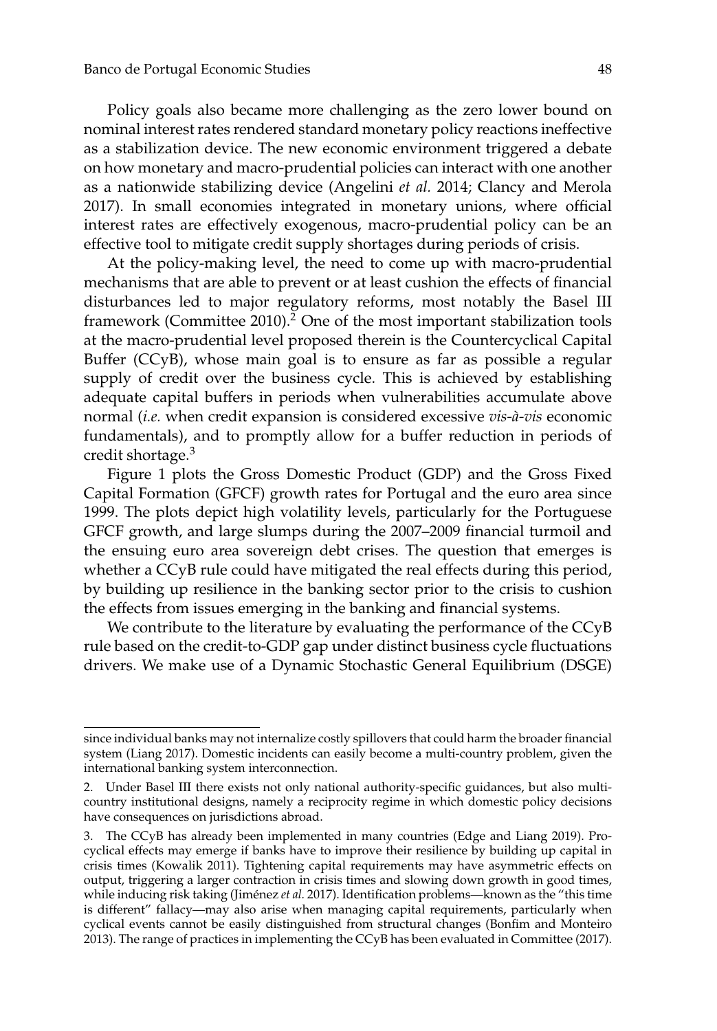Policy goals also became more challenging as the zero lower bound on nominal interest rates rendered standard monetary policy reactions ineffective as a stabilization device. The new economic environment triggered a debate on how monetary and macro-prudential policies can interact with one another as a nationwide stabilizing device (Angelini *et al.* 2014; Clancy and Merola 2017). In small economies integrated in monetary unions, where official interest rates are effectively exogenous, macro-prudential policy can be an effective tool to mitigate credit supply shortages during periods of crisis.

At the policy-making level, the need to come up with macro-prudential mechanisms that are able to prevent or at least cushion the effects of financial disturbances led to major regulatory reforms, most notably the Basel III framework (Committee 2010).[2] One of the most important stabilization tools at the macro-prudential level proposed therein is the Countercyclical Capital Buffer (CCyB), whose main goal is to ensure as far as possible a regular supply of credit over the business cycle. This is achieved by establishing adequate capital buffers in periods when vulnerabilities accumulate above normal (*i.e.* when credit expansion is considered excessive *vis-à-vis* economic fundamentals), and to promptly allow for a buffer reduction in periods of credit shortage.[3]

Figure 1 plots the Gross Domestic Product (GDP) and the Gross Fixed Capital Formation (GFCF) growth rates for Portugal and the euro area since 1999. The plots depict high volatility levels, particularly for the Portuguese GFCF growth, and large slumps during the 2007–2009 financial turmoil and the ensuing euro area sovereign debt crises. The question that emerges is whether a CCyB rule could have mitigated the real effects during this period, by building up resilience in the banking sector prior to the crisis to cushion the effects from issues emerging in the banking and financial systems.

We contribute to the literature by evaluating the performance of the CCyB rule based on the credit-to-GDP gap under distinct business cycle fluctuations drivers. We make use of a Dynamic Stochastic General Equilibrium (DSGE)

---

since individual banks may not internalize costly spillovers that could harm the broader financial system (Liang 2017). Domestic incidents can easily become a multi-country problem, given the international banking system interconnection.

2. Under Basel III there exists not only national authority-specific guidances, but also multi-country institutional designs, namely a reciprocity regime in which domestic policy decisions have consequences on jurisdictions abroad.

3. The CCyB has already been implemented in many countries (Edge and Liang 2019). Pro-cyclical effects may emerge if banks have to improve their resilience by building up capital in crisis times (Kowalik 2011). Tightening capital requirements may have asymmetric effects on output, triggering a larger contraction in crisis times and slowing down growth in good times, while inducing risk taking (Jiménez *et al.* 2017). Identification problems—known as the "this time is different" fallacy—may also arise when managing capital requirements, particularly when cyclical events cannot be easily distinguished from structural changes (Bonfim and Monteiro 2013). The range of practices in implementing the CCyB has been evaluated in Committee (2017).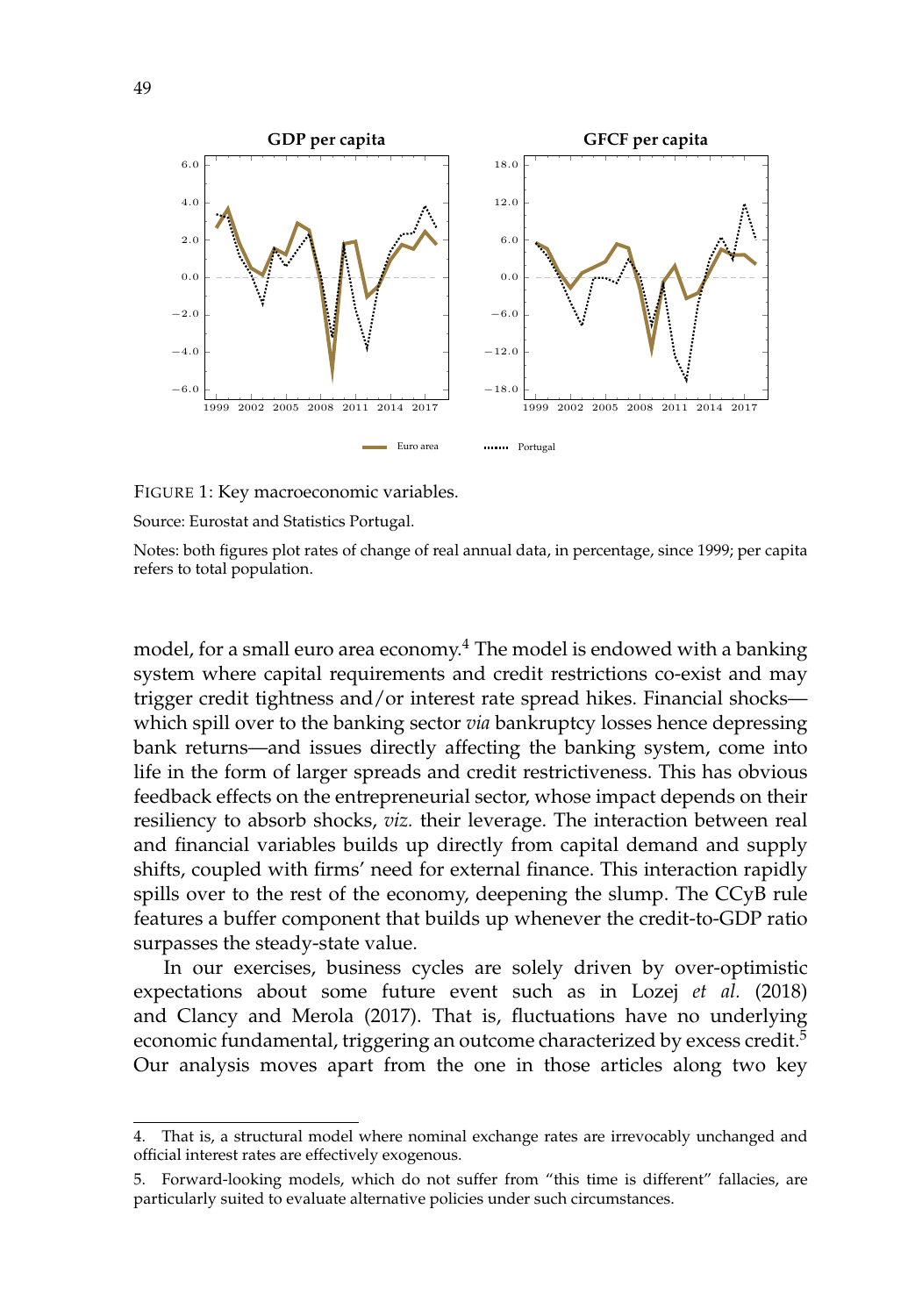FIGURE 1: Key macroeconomic variables.

Source: Eurostat and Statistics Portugal.

Notes: both figures plot rates of change of real annual data, in percentage, since 1999; per capita refers to total population.

model, for a small euro area economy.[4] The model is endowed with a banking system where capital requirements and credit restrictions co-exist and may trigger credit tightness and/or interest rate spread hikes. Financial shocks—which spill over to the banking sector *via* bankruptcy losses hence depressing bank returns—and issues directly affecting the banking system, come into life in the form of larger spreads and credit restrictiveness. This has obvious feedback effects on the entrepreneurial sector, whose impact depends on their resiliency to absorb shocks, *viz.* their leverage. The interaction between real and financial variables builds up directly from capital demand and supply shifts, coupled with firms' need for external finance. This interaction rapidly spills over to the rest of the economy, deepening the slump. The CCyB rule features a buffer component that builds up whenever the credit-to-GDP ratio surpasses the steady-state value.

In our exercises, business cycles are solely driven by over-optimistic expectations about some future event such as in Lozej *et al.* (2018) and Clancy and Merola (2017). That is, fluctuations have no underlying economic fundamental, triggering an outcome characterized by excess credit.[5] Our analysis moves apart from the one in those articles along two key

4. That is, a structural model where nominal exchange rates are irrevocably unchanged and official interest rates are effectively exogenous.

5. Forward-looking models, which do not suffer from "this time is different" fallacies, are particularly suited to evaluate alternative policies under such circumstances.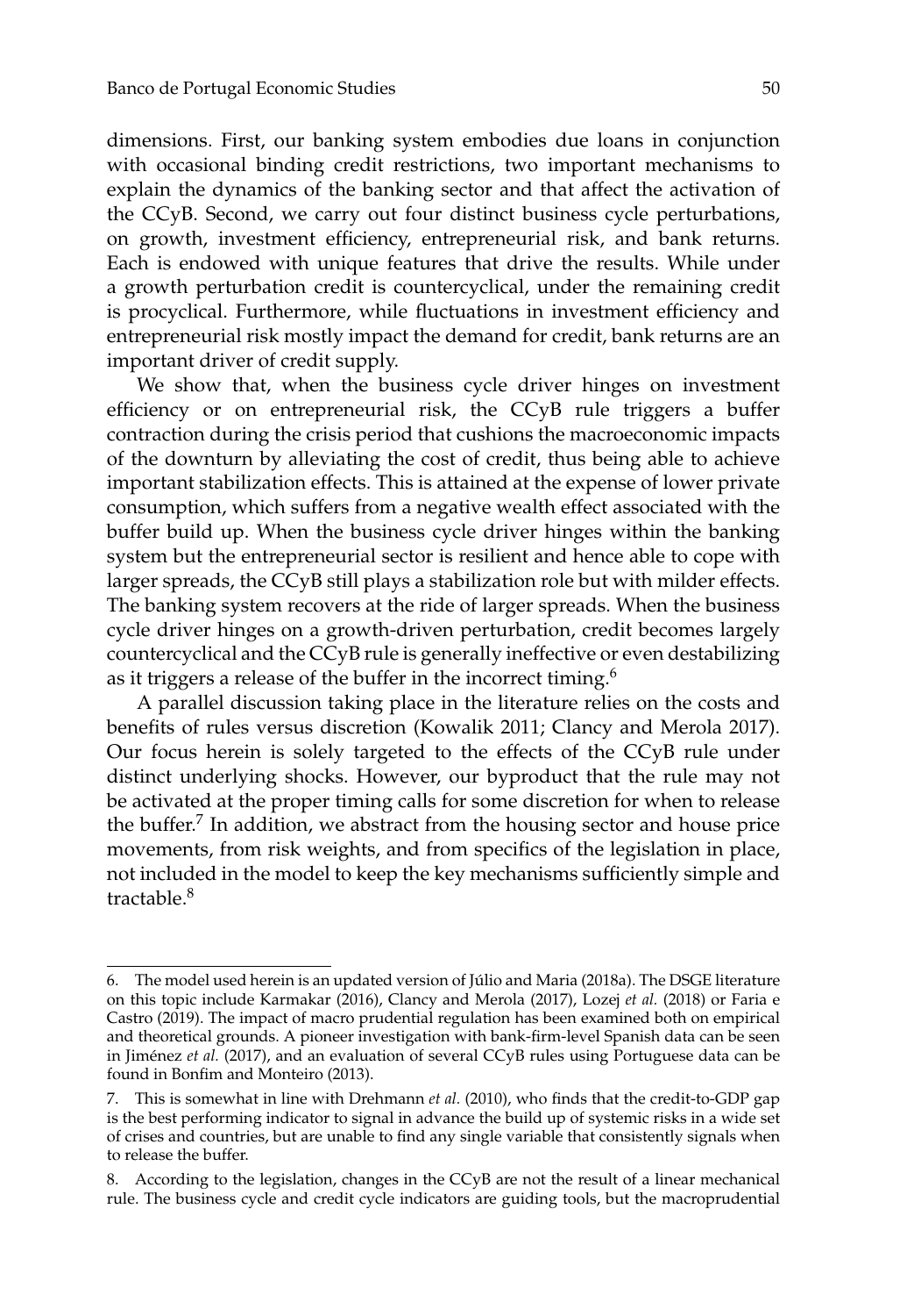dimensions. First, our banking system embodies due loans in conjunction with occasional binding credit restrictions, two important mechanisms to explain the dynamics of the banking sector and that affect the activation of the CCyB. Second, we carry out four distinct business cycle perturbations, on growth, investment efficiency, entrepreneurial risk, and bank returns. Each is endowed with unique features that drive the results. While under a growth perturbation credit is countercyclical, under the remaining credit is procyclical. Furthermore, while fluctuations in investment efficiency and entrepreneurial risk mostly impact the demand for credit, bank returns are an important driver of credit supply.

We show that, when the business cycle driver hinges on investment efficiency or on entrepreneurial risk, the CCyB rule triggers a buffer contraction during the crisis period that cushions the macroeconomic impacts of the downturn by alleviating the cost of credit, thus being able to achieve important stabilization effects. This is attained at the expense of lower private consumption, which suffers from a negative wealth effect associated with the buffer build up. When the business cycle driver hinges within the banking system but the entrepreneurial sector is resilient and hence able to cope with larger spreads, the CCyB still plays a stabilization role but with milder effects. The banking system recovers at the ride of larger spreads. When the business cycle driver hinges on a growth-driven perturbation, credit becomes largely countercyclical and the CCyB rule is generally ineffective or even destabilizing as it triggers a release of the buffer in the incorrect timing.[6]

A parallel discussion taking place in the literature relies on the costs and benefits of rules versus discretion (Kowalik 2011; Clancy and Merola 2017). Our focus herein is solely targeted to the effects of the CCyB rule under distinct underlying shocks. However, our byproduct that the rule may not be activated at the proper timing calls for some discretion for when to release the buffer.[7] In addition, we abstract from the housing sector and house price movements, from risk weights, and from specifics of the legislation in place, not included in the model to keep the key mechanisms sufficiently simple and tractable.[8]

6. The model used herein is an updated version of Júlio and Maria (2018a). The DSGE literature on this topic include Karmakar (2016), Clancy and Merola (2017), Lozej *et al.* (2018) or Faria e Castro (2019). The impact of macro prudential regulation has been examined both on empirical and theoretical grounds. A pioneer investigation with bank-firm-level Spanish data can be seen in Jiménez *et al.* (2017), and an evaluation of several CCyB rules using Portuguese data can be found in Bonfim and Monteiro (2013).

7. This is somewhat in line with Drehmann *et al.* (2010), who finds that the credit-to-GDP gap is the best performing indicator to signal in advance the build up of systemic risks in a wide set of crises and countries, but are unable to find any single variable that consistently signals when to release the buffer.

8. According to the legislation, changes in the CCyB are not the result of a linear mechanical rule. The business cycle and credit cycle indicators are guiding tools, but the macroprudential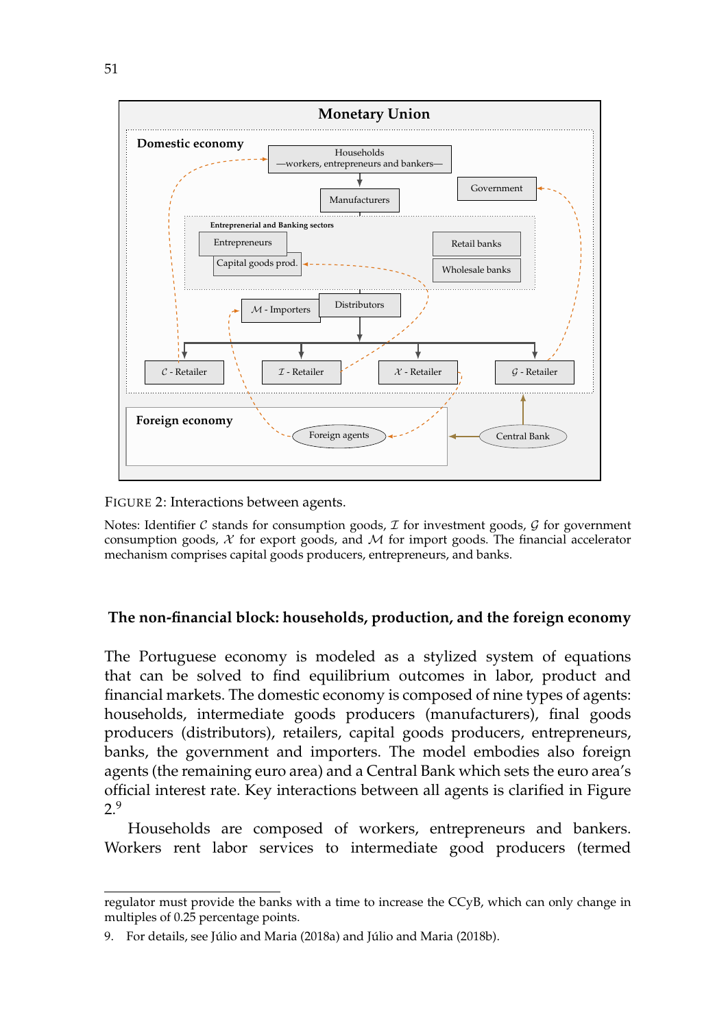FIGURE 2: Interactions between agents.

Notes: Identifier $\mathcal{C}$ stands for consumption goods, $\mathcal{I}$ for investment goods, $\mathcal{G}$ for government consumption goods, $\mathcal{X}$ for export goods, and $\mathcal{M}$ for import goods. The financial accelerator mechanism comprises capital goods producers, entrepreneurs, and banks.

### The non-financial block: households, production, and the foreign economy

The Portuguese economy is modeled as a stylized system of equations that can be solved to find equilibrium outcomes in labor, product and financial markets. The domestic economy is composed of nine types of agents: households, intermediate goods producers (manufacturers), final goods producers (distributors), retailers, capital goods producers, entrepreneurs, banks, the government and importers. The model embodies also foreign agents (the remaining euro area) and a Central Bank which sets the euro area's official interest rate. Key interactions between all agents is clarified in Figure 2.[9]

Households are composed of workers, entrepreneurs and bankers. Workers rent labor services to intermediate good producers (termed

---

regulator must provide the banks with a time to increase the CCyB, which can only change in multiples of 0.25 percentage points.

9. For details, see Júlio and Maria (2018a) and Júlio and Maria (2018b).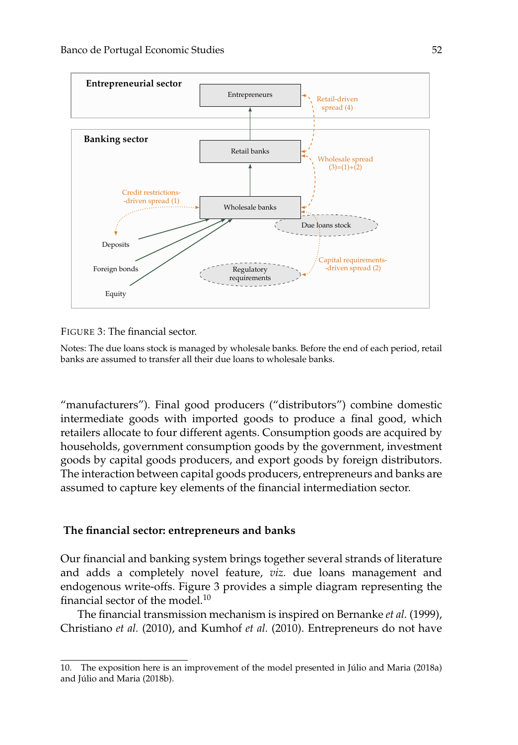FIGURE 3: The financial sector.

Notes: The due loans stock is managed by wholesale banks. Before the end of each period, retail banks are assumed to transfer all their due loans to wholesale banks.

"manufacturers"). Final good producers ("distributors") combine domestic intermediate goods with imported goods to produce a final good, which retailers allocate to four different agents. Consumption goods are acquired by households, government consumption goods by the government, investment goods by capital goods producers, and export goods by foreign distributors. The interaction between capital goods producers, entrepreneurs and banks are assumed to capture key elements of the financial intermediation sector.

## The financial sector: entrepreneurs and banks

Our financial and banking system brings together several strands of literature and adds a completely novel feature, *viz.* due loans management and endogenous write-offs. Figure 3 provides a simple diagram representing the financial sector of the model.[10]

The financial transmission mechanism is inspired on Bernanke *et al.* (1999), Christiano *et al.* (2010), and Kumhof *et al.* (2010). Entrepreneurs do not have

10. The exposition here is an improvement of the model presented in Júlio and Maria (2018a) and Júlio and Maria (2018b).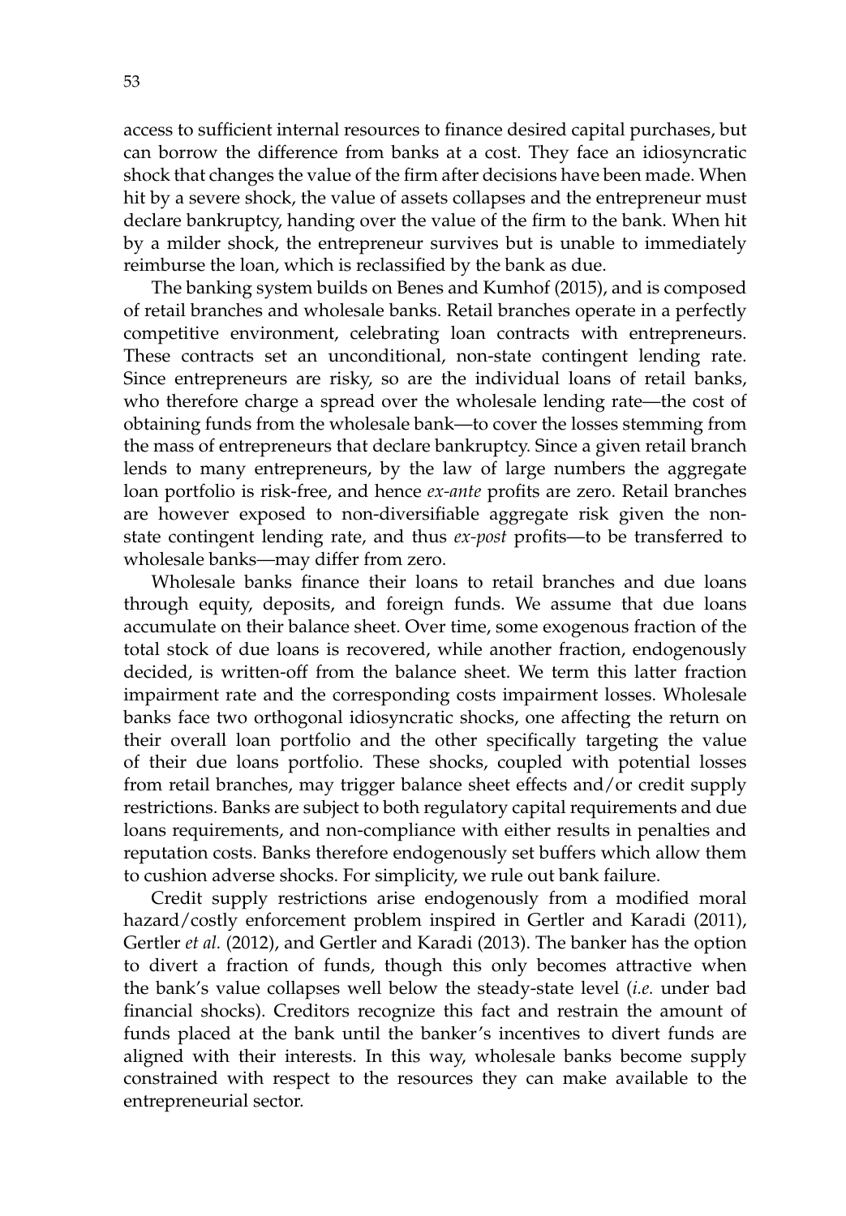access to sufficient internal resources to finance desired capital purchases, but can borrow the difference from banks at a cost. They face an idiosyncratic shock that changes the value of the firm after decisions have been made. When hit by a severe shock, the value of assets collapses and the entrepreneur must declare bankruptcy, handing over the value of the firm to the bank. When hit by a milder shock, the entrepreneur survives but is unable to immediately reimburse the loan, which is reclassified by the bank as due.

The banking system builds on Benes and Kumhof (2015), and is composed of retail branches and wholesale banks. Retail branches operate in a perfectly competitive environment, celebrating loan contracts with entrepreneurs. These contracts set an unconditional, non-state contingent lending rate. Since entrepreneurs are risky, so are the individual loans of retail banks, who therefore charge a spread over the wholesale lending rate—the cost of obtaining funds from the wholesale bank—to cover the losses stemming from the mass of entrepreneurs that declare bankruptcy. Since a given retail branch lends to many entrepreneurs, by the law of large numbers the aggregate loan portfolio is risk-free, and hence *ex-ante* profits are zero. Retail branches are however exposed to non-diversifiable aggregate risk given the non-state contingent lending rate, and thus *ex-post* profits—to be transferred to wholesale banks—may differ from zero.

Wholesale banks finance their loans to retail branches and due loans through equity, deposits, and foreign funds. We assume that due loans accumulate on their balance sheet. Over time, some exogenous fraction of the total stock of due loans is recovered, while another fraction, endogenously decided, is written-off from the balance sheet. We term this latter fraction impairment rate and the corresponding costs impairment losses. Wholesale banks face two orthogonal idiosyncratic shocks, one affecting the return on their overall loan portfolio and the other specifically targeting the value of their due loans portfolio. These shocks, coupled with potential losses from retail branches, may trigger balance sheet effects and/or credit supply restrictions. Banks are subject to both regulatory capital requirements and due loans requirements, and non-compliance with either results in penalties and reputation costs. Banks therefore endogenously set buffers which allow them to cushion adverse shocks. For simplicity, we rule out bank failure.

Credit supply restrictions arise endogenously from a modified moral hazard/costly enforcement problem inspired in Gertler and Karadi (2011), Gertler *et al.* (2012), and Gertler and Karadi (2013). The banker has the option to divert a fraction of funds, though this only becomes attractive when the bank's value collapses well below the steady-state level (*i.e.* under bad financial shocks). Creditors recognize this fact and restrain the amount of funds placed at the bank until the banker's incentives to divert funds are aligned with their interests. In this way, wholesale banks become supply constrained with respect to the resources they can make available to the entrepreneurial sector.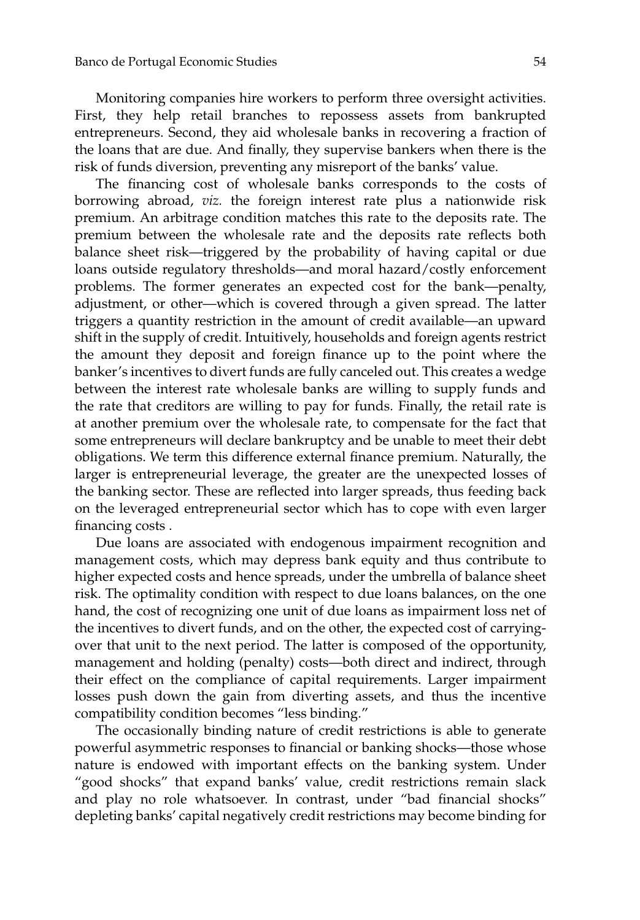Monitoring companies hire workers to perform three oversight activities. First, they help retail branches to repossess assets from bankrupted entrepreneurs. Second, they aid wholesale banks in recovering a fraction of the loans that are due. And finally, they supervise bankers when there is the risk of funds diversion, preventing any misreport of the banks' value.

The financing cost of wholesale banks corresponds to the costs of borrowing abroad, *viz.* the foreign interest rate plus a nationwide risk premium. An arbitrage condition matches this rate to the deposits rate. The premium between the wholesale rate and the deposits rate reflects both balance sheet risk—triggered by the probability of having capital or due loans outside regulatory thresholds—and moral hazard/costly enforcement problems. The former generates an expected cost for the bank—penalty, adjustment, or other—which is covered through a given spread. The latter triggers a quantity restriction in the amount of credit available—an upward shift in the supply of credit. Intuitively, households and foreign agents restrict the amount they deposit and foreign finance up to the point where the banker's incentives to divert funds are fully canceled out. This creates a wedge between the interest rate wholesale banks are willing to supply funds and the rate that creditors are willing to pay for funds. Finally, the retail rate is at another premium over the wholesale rate, to compensate for the fact that some entrepreneurs will declare bankruptcy and be unable to meet their debt obligations. We term this difference external finance premium. Naturally, the larger is entrepreneurial leverage, the greater are the unexpected losses of the banking sector. These are reflected into larger spreads, thus feeding back on the leveraged entrepreneurial sector which has to cope with even larger financing costs .

Due loans are associated with endogenous impairment recognition and management costs, which may depress bank equity and thus contribute to higher expected costs and hence spreads, under the umbrella of balance sheet risk. The optimality condition with respect to due loans balances, on the one hand, the cost of recognizing one unit of due loans as impairment loss net of the incentives to divert funds, and on the other, the expected cost of carrying-over that unit to the next period. The latter is composed of the opportunity, management and holding (penalty) costs—both direct and indirect, through their effect on the compliance of capital requirements. Larger impairment losses push down the gain from diverting assets, and thus the incentive compatibility condition becomes "less binding."

The occasionally binding nature of credit restrictions is able to generate powerful asymmetric responses to financial or banking shocks—those whose nature is endowed with important effects on the banking system. Under "good shocks" that expand banks' value, credit restrictions remain slack and play no role whatsoever. In contrast, under "bad financial shocks" depleting banks' capital negatively credit restrictions may become binding for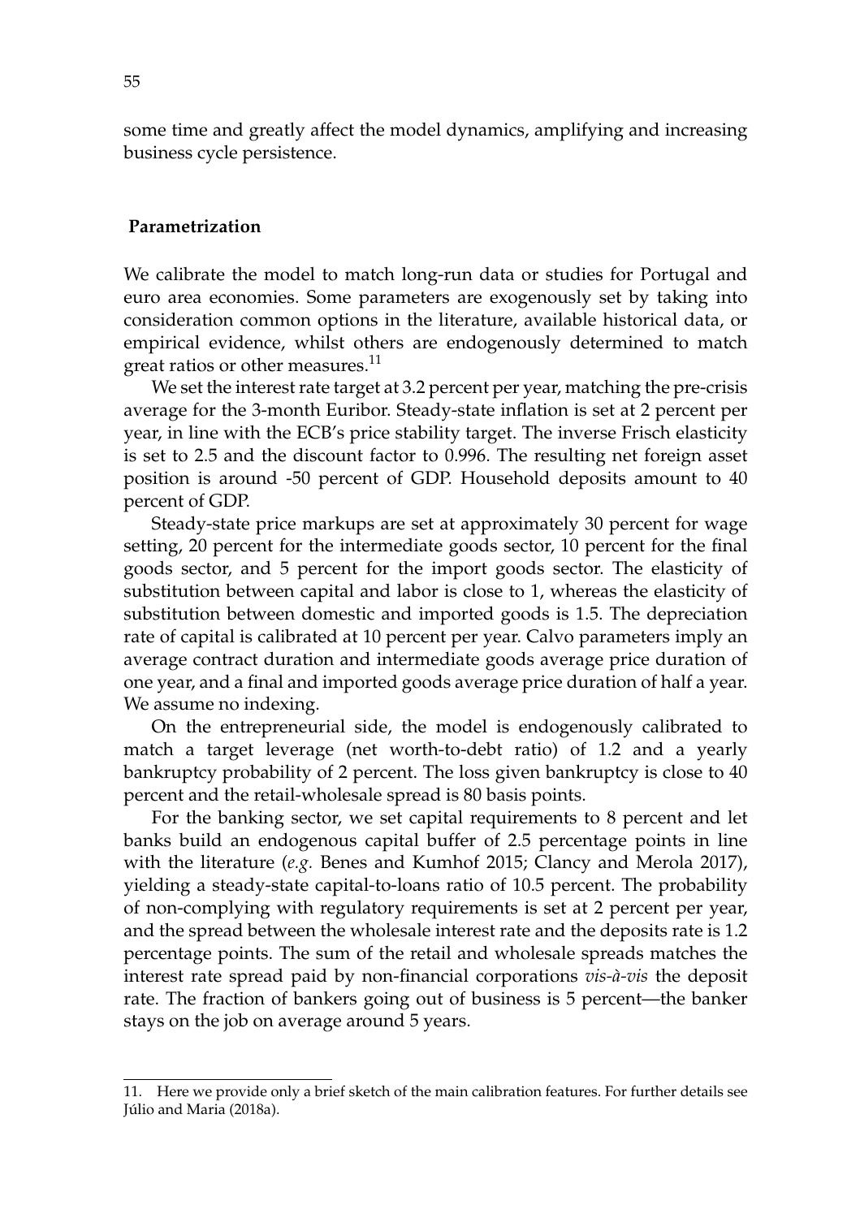some time and greatly affect the model dynamics, amplifying and increasing business cycle persistence.

## Parametrization

We calibrate the model to match long-run data or studies for Portugal and euro area economies. Some parameters are exogenously set by taking into consideration common options in the literature, available historical data, or empirical evidence, whilst others are endogenously determined to match great ratios or other measures.[11]

We set the interest rate target at 3.2 percent per year, matching the pre-crisis average for the 3-month Euribor. Steady-state inflation is set at 2 percent per year, in line with the ECB's price stability target. The inverse Frisch elasticity is set to 2.5 and the discount factor to 0.996. The resulting net foreign asset position is around -50 percent of GDP. Household deposits amount to 40 percent of GDP.

Steady-state price markups are set at approximately 30 percent for wage setting, 20 percent for the intermediate goods sector, 10 percent for the final goods sector, and 5 percent for the import goods sector. The elasticity of substitution between capital and labor is close to 1, whereas the elasticity of substitution between domestic and imported goods is 1.5. The depreciation rate of capital is calibrated at 10 percent per year. Calvo parameters imply an average contract duration and intermediate goods average price duration of one year, and a final and imported goods average price duration of half a year. We assume no indexing.

On the entrepreneurial side, the model is endogenously calibrated to match a target leverage (net worth-to-debt ratio) of 1.2 and a yearly bankruptcy probability of 2 percent. The loss given bankruptcy is close to 40 percent and the retail-wholesale spread is 80 basis points.

For the banking sector, we set capital requirements to 8 percent and let banks build an endogenous capital buffer of 2.5 percentage points in line with the literature (*e.g.* Benes and Kumhof 2015; Clancy and Merola 2017), yielding a steady-state capital-to-loans ratio of 10.5 percent. The probability of non-complying with regulatory requirements is set at 2 percent per year, and the spread between the wholesale interest rate and the deposits rate is 1.2 percentage points. The sum of the retail and wholesale spreads matches the interest rate spread paid by non-financial corporations *vis-à-vis* the deposit rate. The fraction of bankers going out of business is 5 percent—the banker stays on the job on average around 5 years.

---

11. Here we provide only a brief sketch of the main calibration features. For further details see Júlio and Maria (2018a).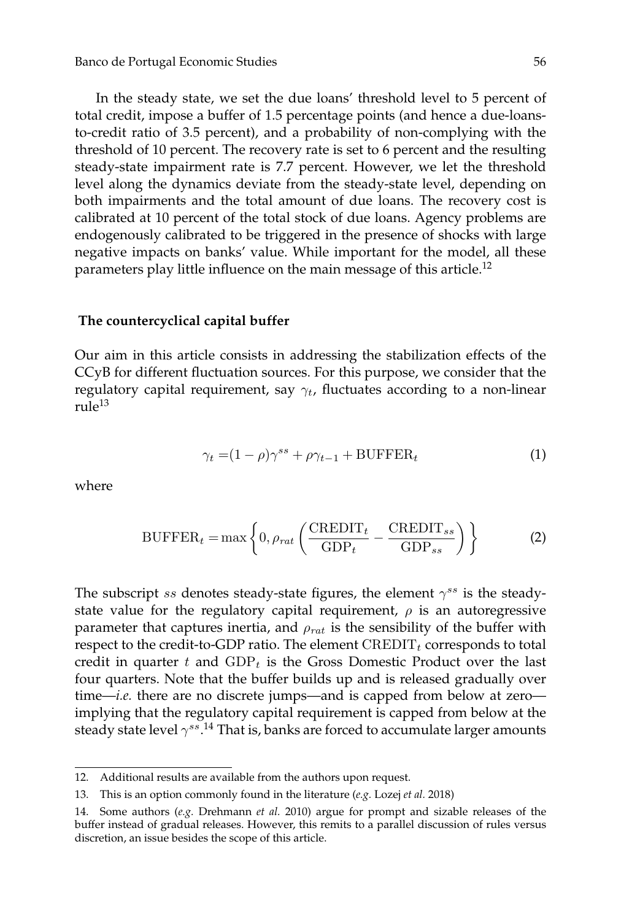In the steady state, we set the due loans' threshold level to 5 percent of total credit, impose a buffer of 1.5 percentage points (and hence a due-loans-to-credit ratio of 3.5 percent), and a probability of non-complying with the threshold of 10 percent. The recovery rate is set to 6 percent and the resulting steady-state impairment rate is 7.7 percent. However, we let the threshold level along the dynamics deviate from the steady-state level, depending on both impairments and the total amount of due loans. The recovery cost is calibrated at 10 percent of the total stock of due loans. Agency problems are endogenously calibrated to be triggered in the presence of shocks with large negative impacts on banks' value. While important for the model, all these parameters play little influence on the main message of this article.[12]

### The countercyclical capital buffer

Our aim in this article consists in addressing the stabilization effects of the CCyB for different fluctuation sources. For this purpose, we consider that the regulatory capital requirement, say $\gamma_t$, fluctuates according to a non-linear rule[13]

$$\gamma_t = (1-\rho)\gamma^{ss} + \rho\gamma_{t-1} + \text{BUFFER}_t \tag{1}$$

where

$$\text{BUFFER}_t = \max\left\{0, \rho_{rat}\left(\frac{\text{CREDIT}_t}{\text{GDP}_t} - \frac{\text{CREDIT}_{ss}}{\text{GDP}_{ss}}\right)\right\} \tag{2}$$

The subscript $ss$ denotes steady-state figures, the element $\gamma^{ss}$ is the steady-state value for the regulatory capital requirement, $\rho$ is an autoregressive parameter that captures inertia, and $\rho_{rat}$ is the sensibility of the buffer with respect to the credit-to-GDP ratio. The element $\text{CREDIT}_t$ corresponds to total credit in quarter $t$ and $\text{GDP}_t$ is the Gross Domestic Product over the last four quarters. Note that the buffer builds up and is released gradually over time—*i.e.* there are no discrete jumps—and is capped from below at zero—implying that the regulatory capital requirement is capped from below at the steady state level $\gamma^{ss}$.[14] That is, banks are forced to accumulate larger amounts

---

12. Additional results are available from the authors upon request.

13. This is an option commonly found in the literature (*e.g.* Lozej *et al.* 2018)

14. Some authors (*e.g.* Drehmann *et al.* 2010) argue for prompt and sizable releases of the buffer instead of gradual releases. However, this remits to a parallel discussion of rules versus discretion, an issue besides the scope of this article.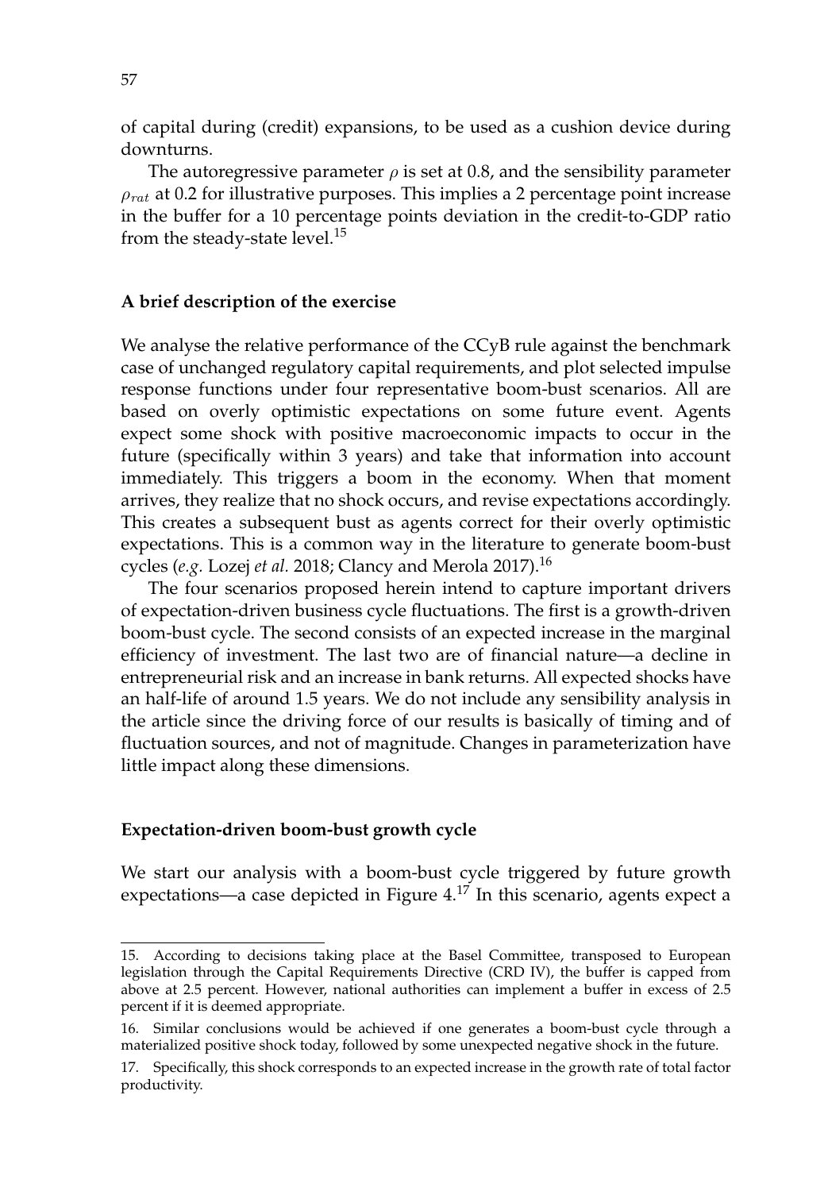of capital during (credit) expansions, to be used as a cushion device during downturns.

The autoregressive parameter $\rho$ is set at 0.8, and the sensibility parameter $\rho_{rat}$ at 0.2 for illustrative purposes. This implies a 2 percentage point increase in the buffer for a 10 percentage points deviation in the credit-to-GDP ratio from the steady-state level.[15]

### A brief description of the exercise

We analyse the relative performance of the CCyB rule against the benchmark case of unchanged regulatory capital requirements, and plot selected impulse response functions under four representative boom-bust scenarios. All are based on overly optimistic expectations on some future event. Agents expect some shock with positive macroeconomic impacts to occur in the future (specifically within 3 years) and take that information into account immediately. This triggers a boom in the economy. When that moment arrives, they realize that no shock occurs, and revise expectations accordingly. This creates a subsequent bust as agents correct for their overly optimistic expectations. This is a common way in the literature to generate boom-bust cycles (*e.g.* Lozej *et al.* 2018; Clancy and Merola 2017).[16]

The four scenarios proposed herein intend to capture important drivers of expectation-driven business cycle fluctuations. The first is a growth-driven boom-bust cycle. The second consists of an expected increase in the marginal efficiency of investment. The last two are of financial nature—a decline in entrepreneurial risk and an increase in bank returns. All expected shocks have an half-life of around 1.5 years. We do not include any sensibility analysis in the article since the driving force of our results is basically of timing and of fluctuation sources, and not of magnitude. Changes in parameterization have little impact along these dimensions.

### Expectation-driven boom-bust growth cycle

We start our analysis with a boom-bust cycle triggered by future growth expectations—a case depicted in Figure 4.[17] In this scenario, agents expect a

---

15. According to decisions taking place at the Basel Committee, transposed to European legislation through the Capital Requirements Directive (CRD IV), the buffer is capped from above at 2.5 percent. However, national authorities can implement a buffer in excess of 2.5 percent if it is deemed appropriate.

16. Similar conclusions would be achieved if one generates a boom-bust cycle through a materialized positive shock today, followed by some unexpected negative shock in the future.

17. Specifically, this shock corresponds to an expected increase in the growth rate of total factor productivity.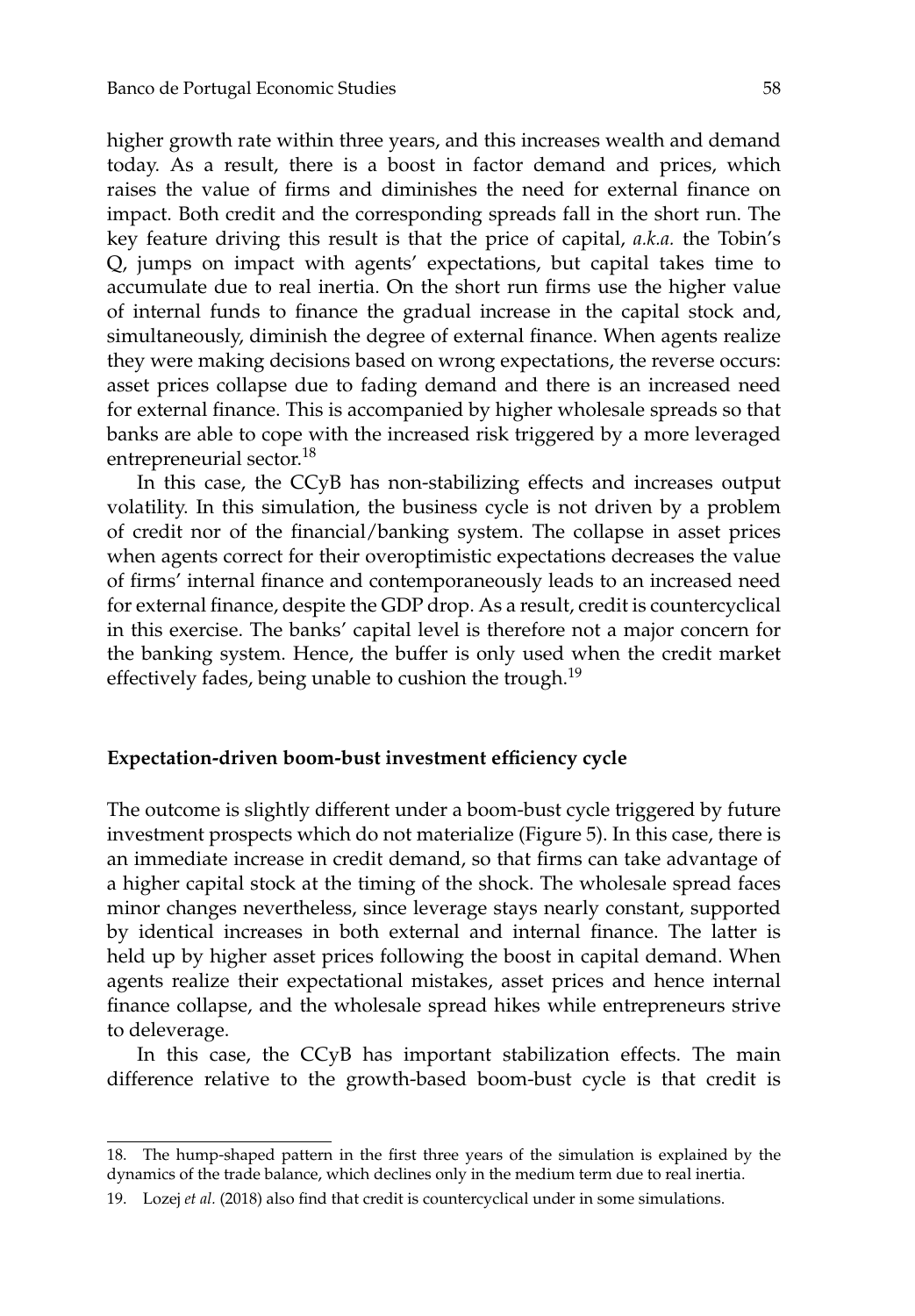higher growth rate within three years, and this increases wealth and demand today. As a result, there is a boost in factor demand and prices, which raises the value of firms and diminishes the need for external finance on impact. Both credit and the corresponding spreads fall in the short run. The key feature driving this result is that the price of capital, *a.k.a.* the Tobin's Q, jumps on impact with agents' expectations, but capital takes time to accumulate due to real inertia. On the short run firms use the higher value of internal funds to finance the gradual increase in the capital stock and, simultaneously, diminish the degree of external finance. When agents realize they were making decisions based on wrong expectations, the reverse occurs: asset prices collapse due to fading demand and there is an increased need for external finance. This is accompanied by higher wholesale spreads so that banks are able to cope with the increased risk triggered by a more leveraged entrepreneurial sector.[18]

In this case, the CCyB has non-stabilizing effects and increases output volatility. In this simulation, the business cycle is not driven by a problem of credit nor of the financial/banking system. The collapse in asset prices when agents correct for their overoptimistic expectations decreases the value of firms' internal finance and contemporaneously leads to an increased need for external finance, despite the GDP drop. As a result, credit is countercyclical in this exercise. The banks' capital level is therefore not a major concern for the banking system. Hence, the buffer is only used when the credit market effectively fades, being unable to cushion the trough.[19]

**Expectation-driven boom-bust investment efficiency cycle**

The outcome is slightly different under a boom-bust cycle triggered by future investment prospects which do not materialize (Figure 5). In this case, there is an immediate increase in credit demand, so that firms can take advantage of a higher capital stock at the timing of the shock. The wholesale spread faces minor changes nevertheless, since leverage stays nearly constant, supported by identical increases in both external and internal finance. The latter is held up by higher asset prices following the boost in capital demand. When agents realize their expectational mistakes, asset prices and hence internal finance collapse, and the wholesale spread hikes while entrepreneurs strive to deleverage.

In this case, the CCyB has important stabilization effects. The main difference relative to the growth-based boom-bust cycle is that credit is

18. The hump-shaped pattern in the first three years of the simulation is explained by the dynamics of the trade balance, which declines only in the medium term due to real inertia.

19. Lozej *et al.* (2018) also find that credit is countercyclical under in some simulations.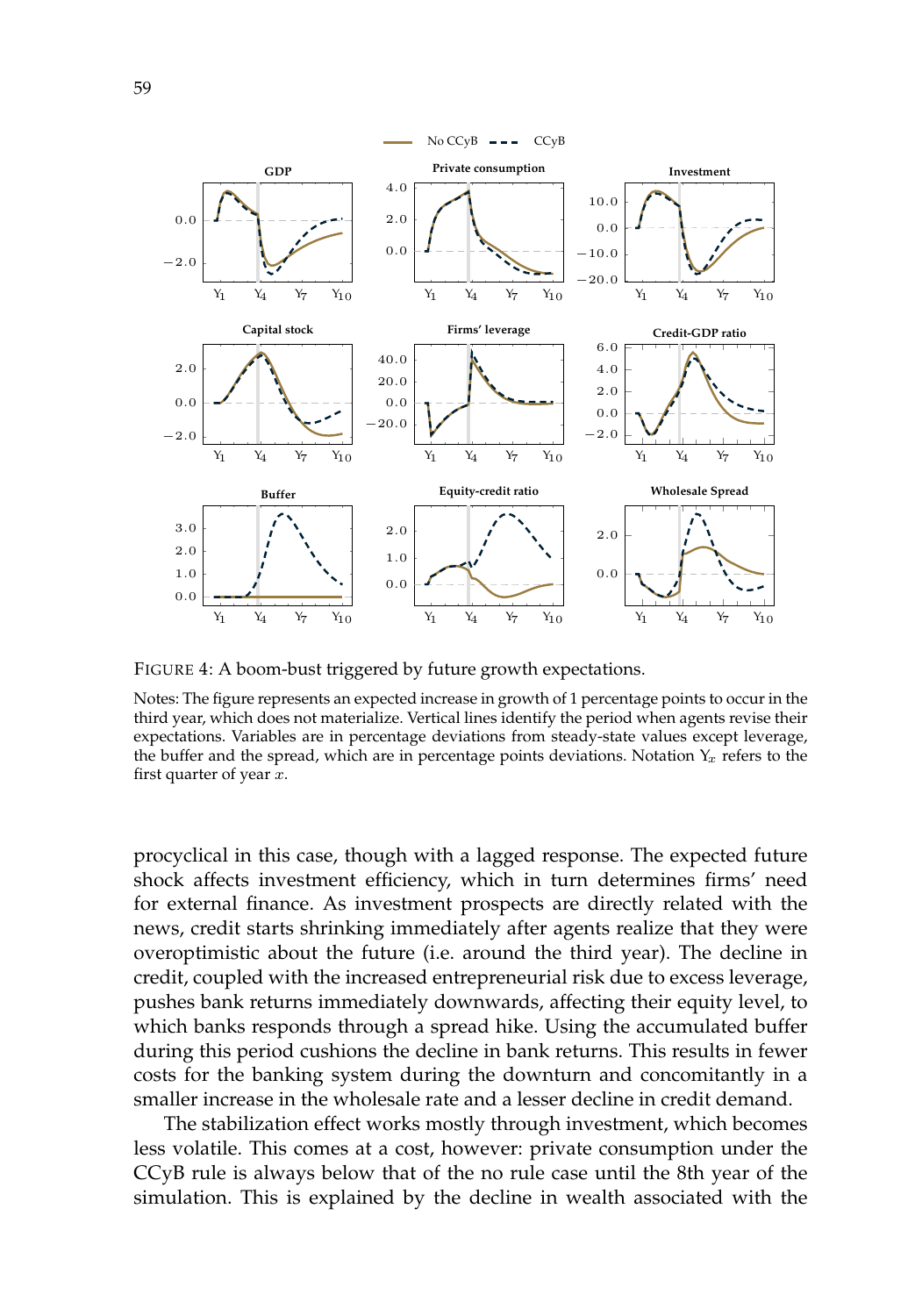FIGURE 4: A boom-bust triggered by future growth expectations.

Notes: The figure represents an expected increase in growth of 1 percentage points to occur in the third year, which does not materialize. Vertical lines identify the period when agents revise their expectations. Variables are in percentage deviations from steady-state values except leverage, the buffer and the spread, which are in percentage points deviations. Notation $Y_x$ refers to the first quarter of year $x$.

procyclical in this case, though with a lagged response. The expected future shock affects investment efficiency, which in turn determines firms' need for external finance. As investment prospects are directly related with the news, credit starts shrinking immediately after agents realize that they were overoptimistic about the future (i.e. around the third year). The decline in credit, coupled with the increased entrepreneurial risk due to excess leverage, pushes bank returns immediately downwards, affecting their equity level, to which banks responds through a spread hike. Using the accumulated buffer during this period cushions the decline in bank returns. This results in fewer costs for the banking system during the downturn and concomitantly in a smaller increase in the wholesale rate and a lesser decline in credit demand.

The stabilization effect works mostly through investment, which becomes less volatile. This comes at a cost, however: private consumption under the CCyB rule is always below that of the no rule case until the 8th year of the simulation. This is explained by the decline in wealth associated with the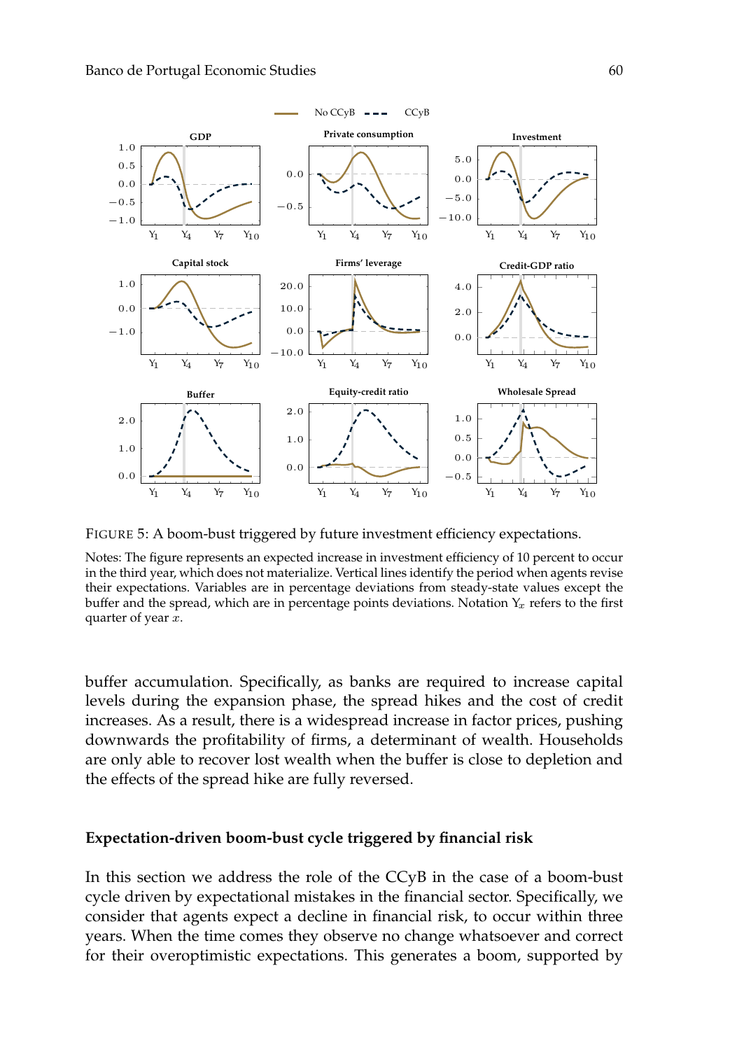FIGURE 5: A boom-bust triggered by future investment efficiency expectations.

Notes: The figure represents an expected increase in investment efficiency of 10 percent to occur in the third year, which does not materialize. Vertical lines identify the period when agents revise their expectations. Variables are in percentage deviations from steady-state values except the buffer and the spread, which are in percentage points deviations. Notation $Y_x$ refers to the first quarter of year $x$.

buffer accumulation. Specifically, as banks are required to increase capital levels during the expansion phase, the spread hikes and the cost of credit increases. As a result, there is a widespread increase in factor prices, pushing downwards the profitability of firms, a determinant of wealth. Households are only able to recover lost wealth when the buffer is close to depletion and the effects of the spread hike are fully reversed.

### Expectation-driven boom-bust cycle triggered by financial risk

In this section we address the role of the CCyB in the case of a boom-bust cycle driven by expectational mistakes in the financial sector. Specifically, we consider that agents expect a decline in financial risk, to occur within three years. When the time comes they observe no change whatsoever and correct for their overoptimistic expectations. This generates a boom, supported by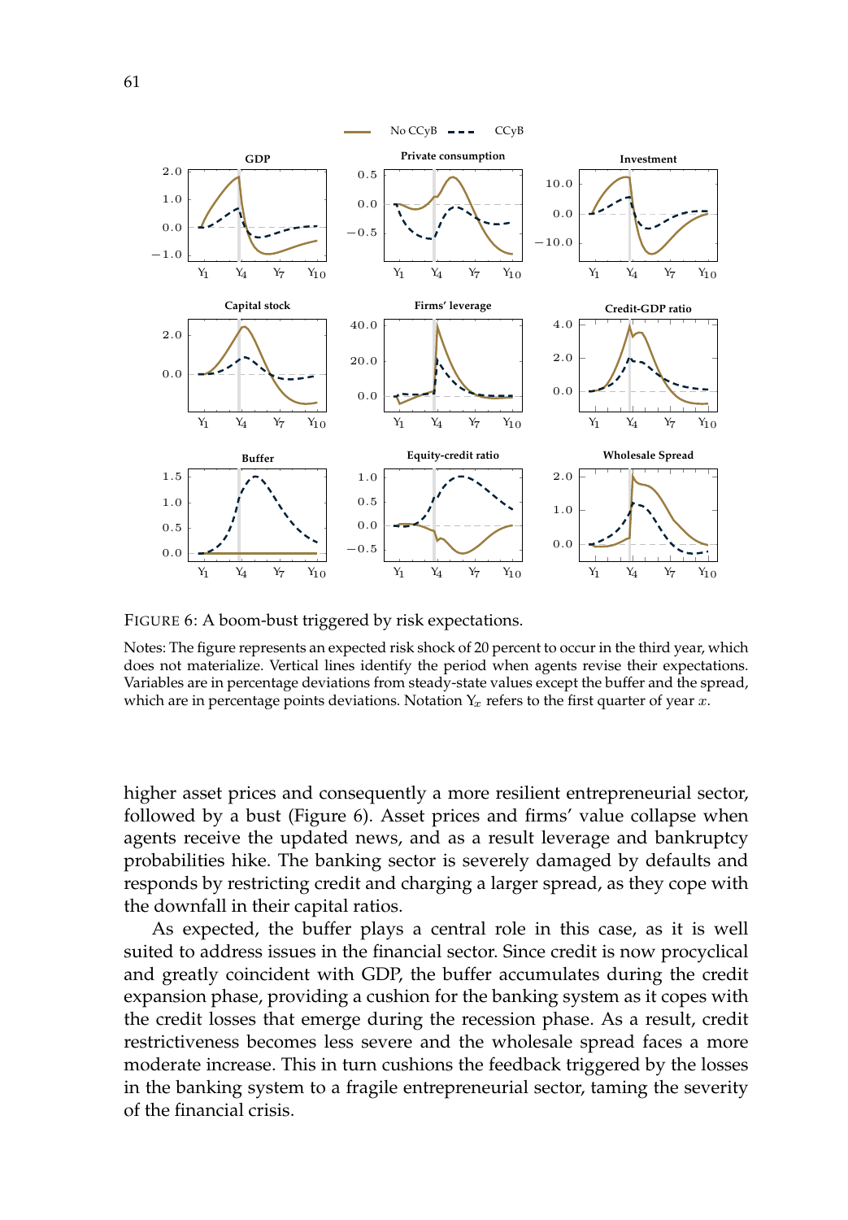FIGURE 6: A boom-bust triggered by risk expectations.

Notes: The figure represents an expected risk shock of 20 percent to occur in the third year, which does not materialize. Vertical lines identify the period when agents revise their expectations. Variables are in percentage deviations from steady-state values except the buffer and the spread, which are in percentage points deviations. Notation $Y_x$ refers to the first quarter of year $x$.

higher asset prices and consequently a more resilient entrepreneurial sector, followed by a bust (Figure 6). Asset prices and firms' value collapse when agents receive the updated news, and as a result leverage and bankruptcy probabilities hike. The banking sector is severely damaged by defaults and responds by restricting credit and charging a larger spread, as they cope with the downfall in their capital ratios.

As expected, the buffer plays a central role in this case, as it is well suited to address issues in the financial sector. Since credit is now procyclical and greatly coincident with GDP, the buffer accumulates during the credit expansion phase, providing a cushion for the banking system as it copes with the credit losses that emerge during the recession phase. As a result, credit restrictiveness becomes less severe and the wholesale spread faces a more moderate increase. This in turn cushions the feedback triggered by the losses in the banking system to a fragile entrepreneurial sector, taming the severity of the financial crisis.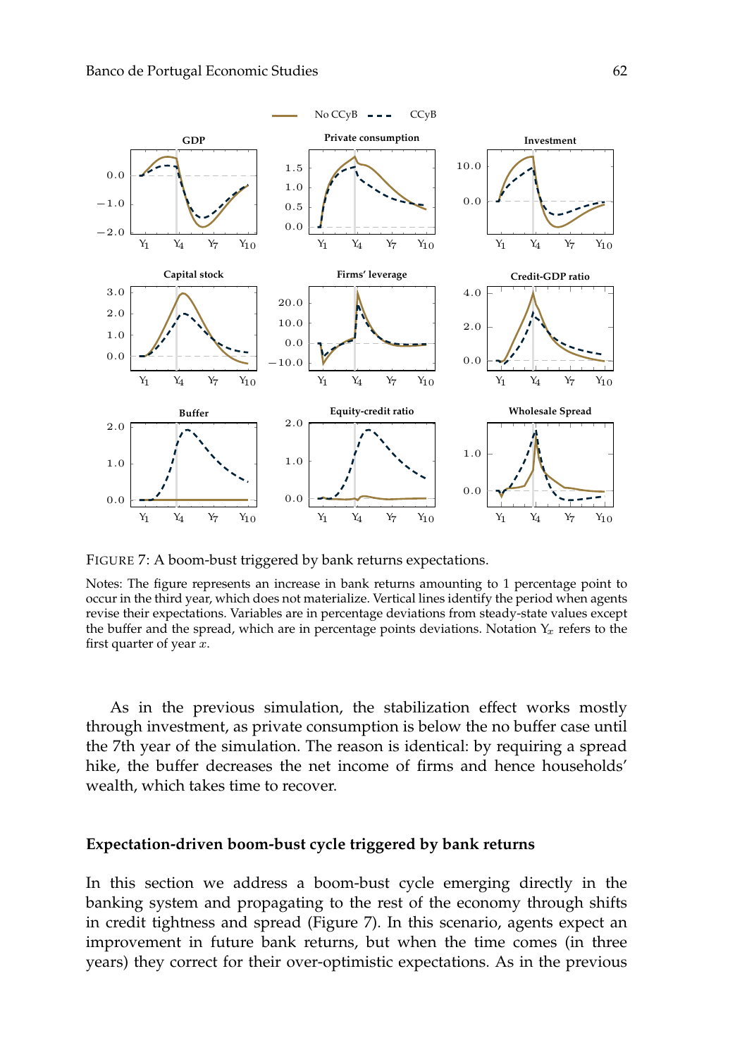FIGURE 7: A boom-bust triggered by bank returns expectations.

Notes: The figure represents an increase in bank returns amounting to 1 percentage point to occur in the third year, which does not materialize. Vertical lines identify the period when agents revise their expectations. Variables are in percentage deviations from steady-state values except the buffer and the spread, which are in percentage points deviations. Notation $Y_x$ refers to the first quarter of year $x$.

As in the previous simulation, the stabilization effect works mostly through investment, as private consumption is below the no buffer case until the 7th year of the simulation. The reason is identical: by requiring a spread hike, the buffer decreases the net income of firms and hence households' wealth, which takes time to recover.

### Expectation-driven boom-bust cycle triggered by bank returns

In this section we address a boom-bust cycle emerging directly in the banking system and propagating to the rest of the economy through shifts in credit tightness and spread (Figure 7). In this scenario, agents expect an improvement in future bank returns, but when the time comes (in three years) they correct for their over-optimistic expectations. As in the previous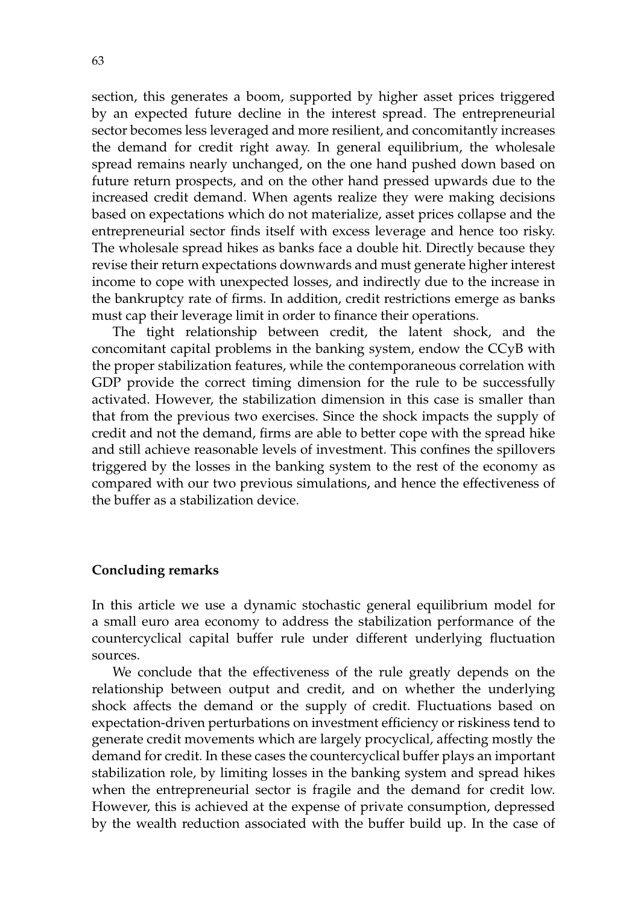section, this generates a boom, supported by higher asset prices triggered by an expected future decline in the interest spread. The entrepreneurial sector becomes less leveraged and more resilient, and concomitantly increases the demand for credit right away. In general equilibrium, the wholesale spread remains nearly unchanged, on the one hand pushed down based on future return prospects, and on the other hand pressed upwards due to the increased credit demand. When agents realize they were making decisions based on expectations which do not materialize, asset prices collapse and the entrepreneurial sector finds itself with excess leverage and hence too risky. The wholesale spread hikes as banks face a double hit. Directly because they revise their return expectations downwards and must generate higher interest income to cope with unexpected losses, and indirectly due to the increase in the bankruptcy rate of firms. In addition, credit restrictions emerge as banks must cap their leverage limit in order to finance their operations.

The tight relationship between credit, the latent shock, and the concomitant capital problems in the banking system, endow the CCyB with the proper stabilization features, while the contemporaneous correlation with GDP provide the correct timing dimension for the rule to be successfully activated. However, the stabilization dimension in this case is smaller than that from the previous two exercises. Since the shock impacts the supply of credit and not the demand, firms are able to better cope with the spread hike and still achieve reasonable levels of investment. This confines the spillovers triggered by the losses in the banking system to the rest of the economy as compared with our two previous simulations, and hence the effectiveness of the buffer as a stabilization device.

## Concluding remarks

In this article we use a dynamic stochastic general equilibrium model for a small euro area economy to address the stabilization performance of the countercyclical capital buffer rule under different underlying fluctuation sources.

We conclude that the effectiveness of the rule greatly depends on the relationship between output and credit, and on whether the underlying shock affects the demand or the supply of credit. Fluctuations based on expectation-driven perturbations on investment efficiency or riskiness tend to generate credit movements which are largely procyclical, affecting mostly the demand for credit. In these cases the countercyclical buffer plays an important stabilization role, by limiting losses in the banking system and spread hikes when the entrepreneurial sector is fragile and the demand for credit low. However, this is achieved at the expense of private consumption, depressed by the wealth reduction associated with the buffer build up. In the case of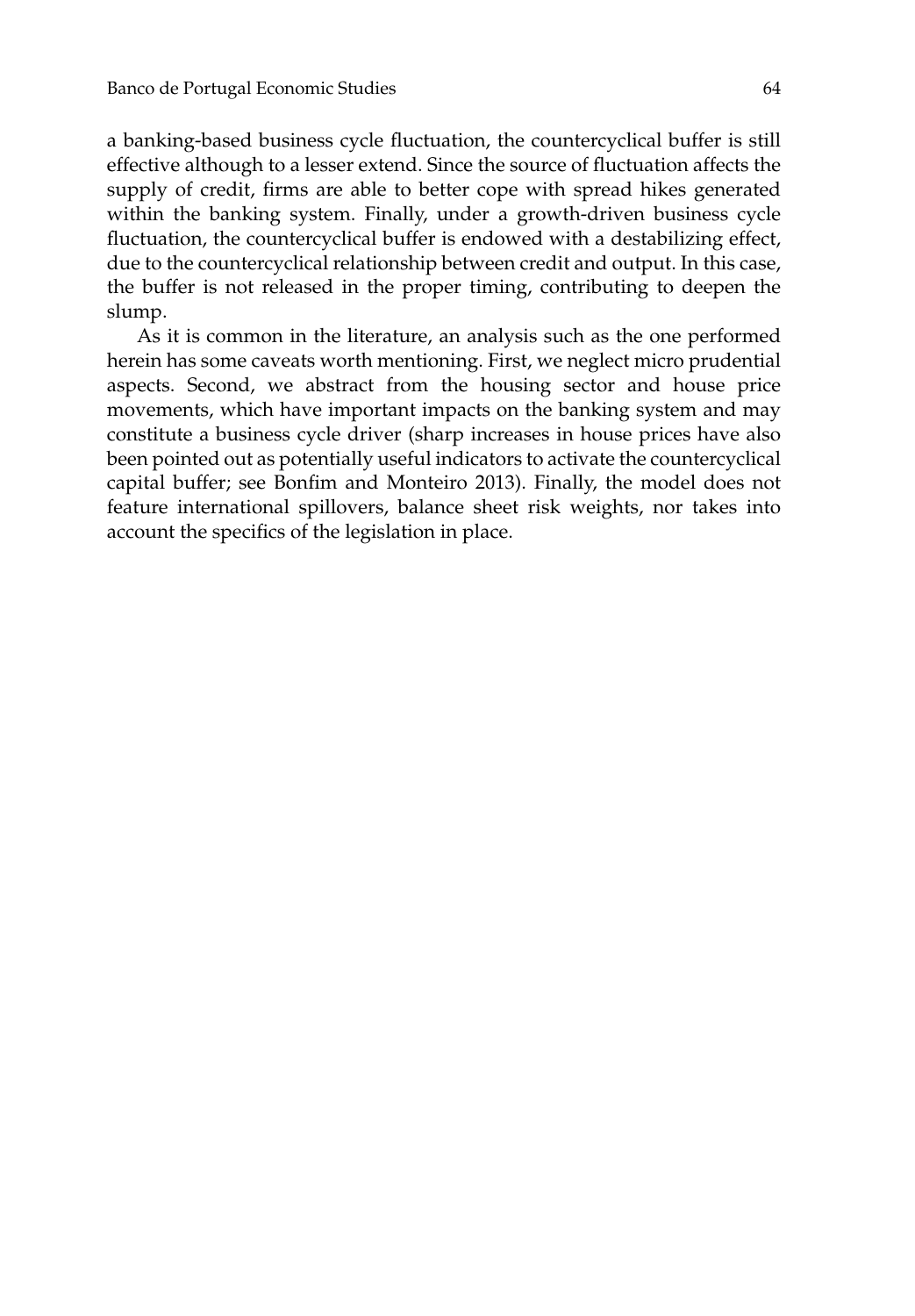a banking-based business cycle fluctuation, the countercyclical buffer is still effective although to a lesser extend. Since the source of fluctuation affects the supply of credit, firms are able to better cope with spread hikes generated within the banking system. Finally, under a growth-driven business cycle fluctuation, the countercyclical buffer is endowed with a destabilizing effect, due to the countercyclical relationship between credit and output. In this case, the buffer is not released in the proper timing, contributing to deepen the slump.

As it is common in the literature, an analysis such as the one performed herein has some caveats worth mentioning. First, we neglect micro prudential aspects. Second, we abstract from the housing sector and house price movements, which have important impacts on the banking system and may constitute a business cycle driver (sharp increases in house prices have also been pointed out as potentially useful indicators to activate the countercyclical capital buffer; see Bonfim and Monteiro 2013). Finally, the model does not feature international spillovers, balance sheet risk weights, nor takes into account the specifics of the legislation in place.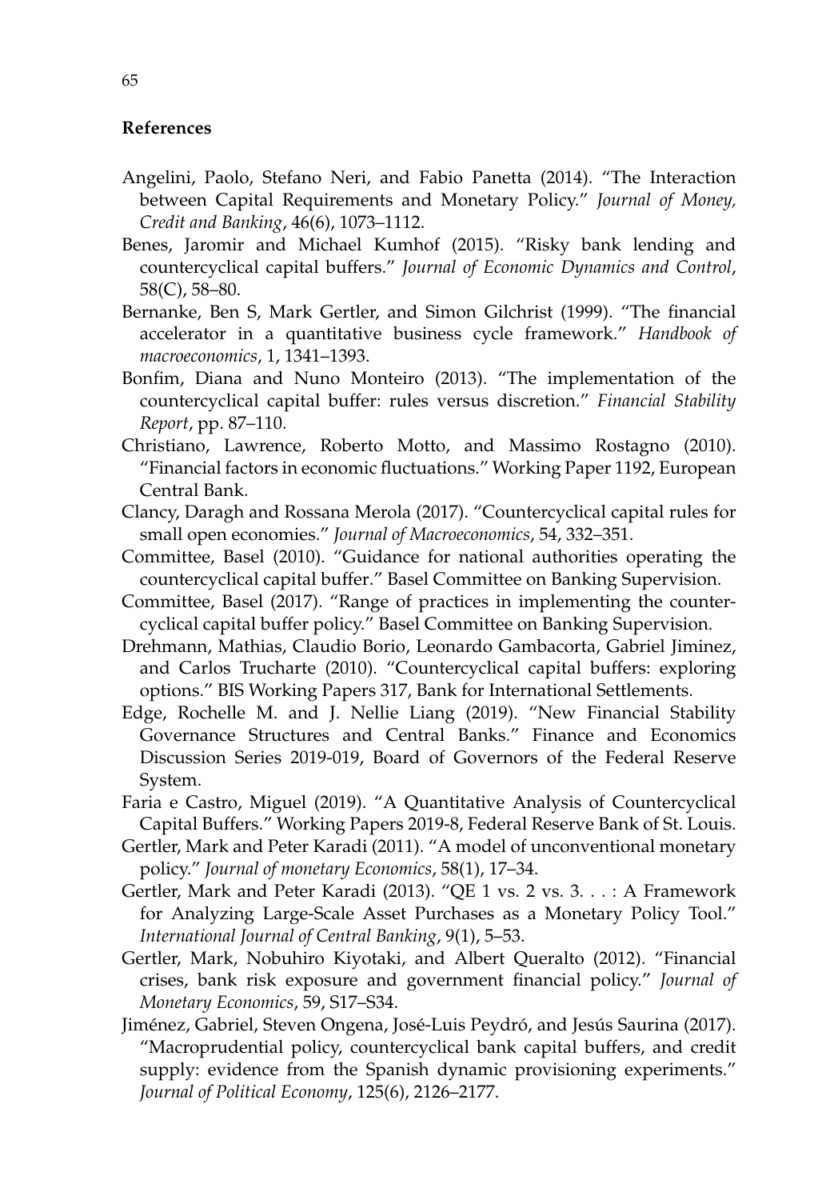**References**

Angelini, Paolo, Stefano Neri, and Fabio Panetta (2014). "The Interaction between Capital Requirements and Monetary Policy." *Journal of Money, Credit and Banking*, 46(6), 1073–1112.

Benes, Jaromir and Michael Kumhof (2015). "Risky bank lending and countercyclical capital buffers." *Journal of Economic Dynamics and Control*, 58(C), 58–80.

Bernanke, Ben S, Mark Gertler, and Simon Gilchrist (1999). "The financial accelerator in a quantitative business cycle framework." *Handbook of macroeconomics*, 1, 1341–1393.

Bonfim, Diana and Nuno Monteiro (2013). "The implementation of the countercyclical capital buffer: rules versus discretion." *Financial Stability Report*, pp. 87–110.

Christiano, Lawrence, Roberto Motto, and Massimo Rostagno (2010). "Financial factors in economic fluctuations." Working Paper 1192, European Central Bank.

Clancy, Daragh and Rossana Merola (2017). "Countercyclical capital rules for small open economies." *Journal of Macroeconomics*, 54, 332–351.

Committee, Basel (2010). "Guidance for national authorities operating the countercyclical capital buffer." Basel Committee on Banking Supervision.

Committee, Basel (2017). "Range of practices in implementing the countercyclical capital buffer policy." Basel Committee on Banking Supervision.

Drehmann, Mathias, Claudio Borio, Leonardo Gambacorta, Gabriel Jiminez, and Carlos Trucharte (2010). "Countercyclical capital buffers: exploring options." BIS Working Papers 317, Bank for International Settlements.

Edge, Rochelle M. and J. Nellie Liang (2019). "New Financial Stability Governance Structures and Central Banks." Finance and Economics Discussion Series 2019-019, Board of Governors of the Federal Reserve System.

Faria e Castro, Miguel (2019). "A Quantitative Analysis of Countercyclical Capital Buffers." Working Papers 2019-8, Federal Reserve Bank of St. Louis.

Gertler, Mark and Peter Karadi (2011). "A model of unconventional monetary policy." *Journal of monetary Economics*, 58(1), 17–34.

Gertler, Mark and Peter Karadi (2013). "QE 1 vs. 2 vs. 3. . . : A Framework for Analyzing Large-Scale Asset Purchases as a Monetary Policy Tool." *International Journal of Central Banking*, 9(1), 5–53.

Gertler, Mark, Nobuhiro Kiyotaki, and Albert Queralto (2012). "Financial crises, bank risk exposure and government financial policy." *Journal of Monetary Economics*, 59, S17–S34.

Jiménez, Gabriel, Steven Ongena, José-Luis Peydró, and Jesús Saurina (2017). "Macroprudential policy, countercyclical bank capital buffers, and credit supply: evidence from the Spanish dynamic provisioning experiments." *Journal of Political Economy*, 125(6), 2126–2177.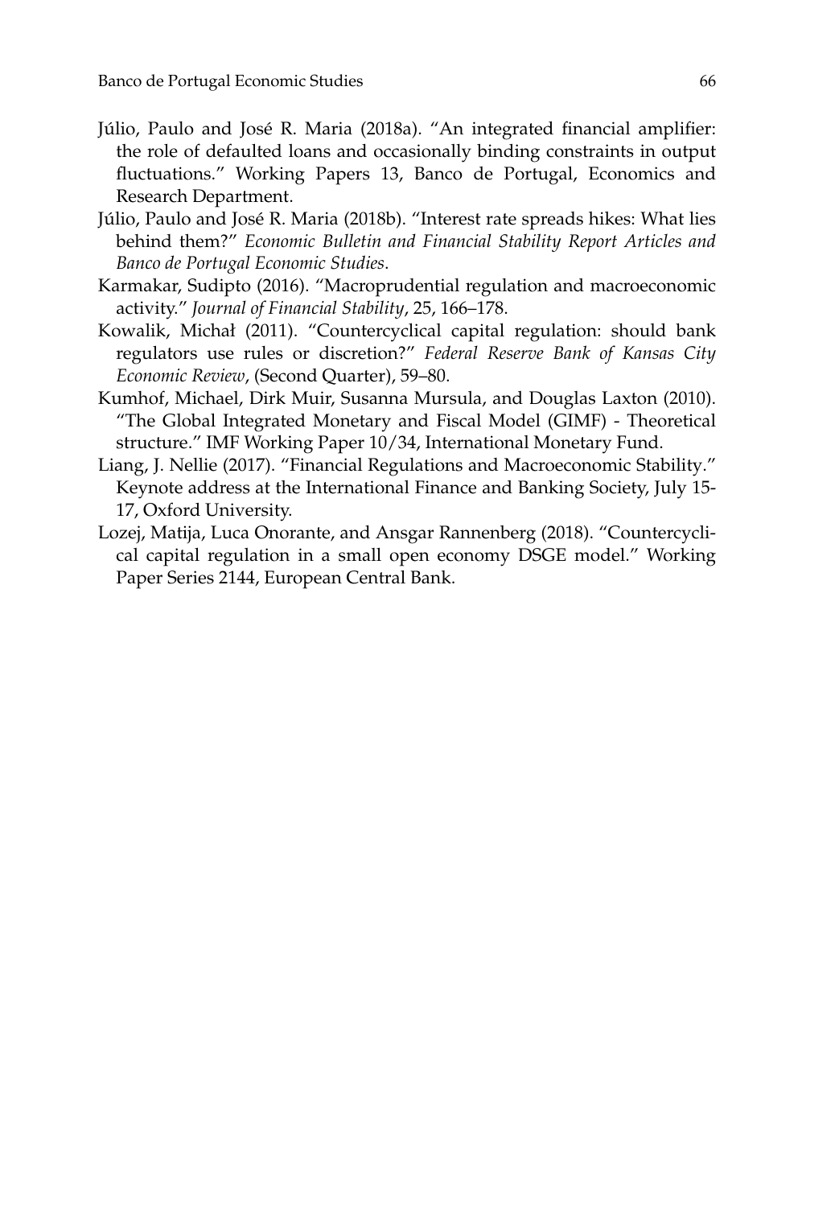Júlio, Paulo and José R. Maria (2018a). "An integrated financial amplifier: the role of defaulted loans and occasionally binding constraints in output fluctuations." Working Papers 13, Banco de Portugal, Economics and Research Department.

Júlio, Paulo and José R. Maria (2018b). "Interest rate spreads hikes: What lies behind them?" *Economic Bulletin and Financial Stability Report Articles and Banco de Portugal Economic Studies*.

Karmakar, Sudipto (2016). "Macroprudential regulation and macroeconomic activity." *Journal of Financial Stability*, 25, 166–178.

Kowalik, Michał (2011). "Countercyclical capital regulation: should bank regulators use rules or discretion?" *Federal Reserve Bank of Kansas City Economic Review*, (Second Quarter), 59–80.

Kumhof, Michael, Dirk Muir, Susanna Mursula, and Douglas Laxton (2010). "The Global Integrated Monetary and Fiscal Model (GIMF) - Theoretical structure." IMF Working Paper 10/34, International Monetary Fund.

Liang, J. Nellie (2017). "Financial Regulations and Macroeconomic Stability." Keynote address at the International Finance and Banking Society, July 15-17, Oxford University.

Lozej, Matija, Luca Onorante, and Ansgar Rannenberg (2018). "Countercyclical capital regulation in a small open economy DSGE model." Working Paper Series 2144, European Central Bank.